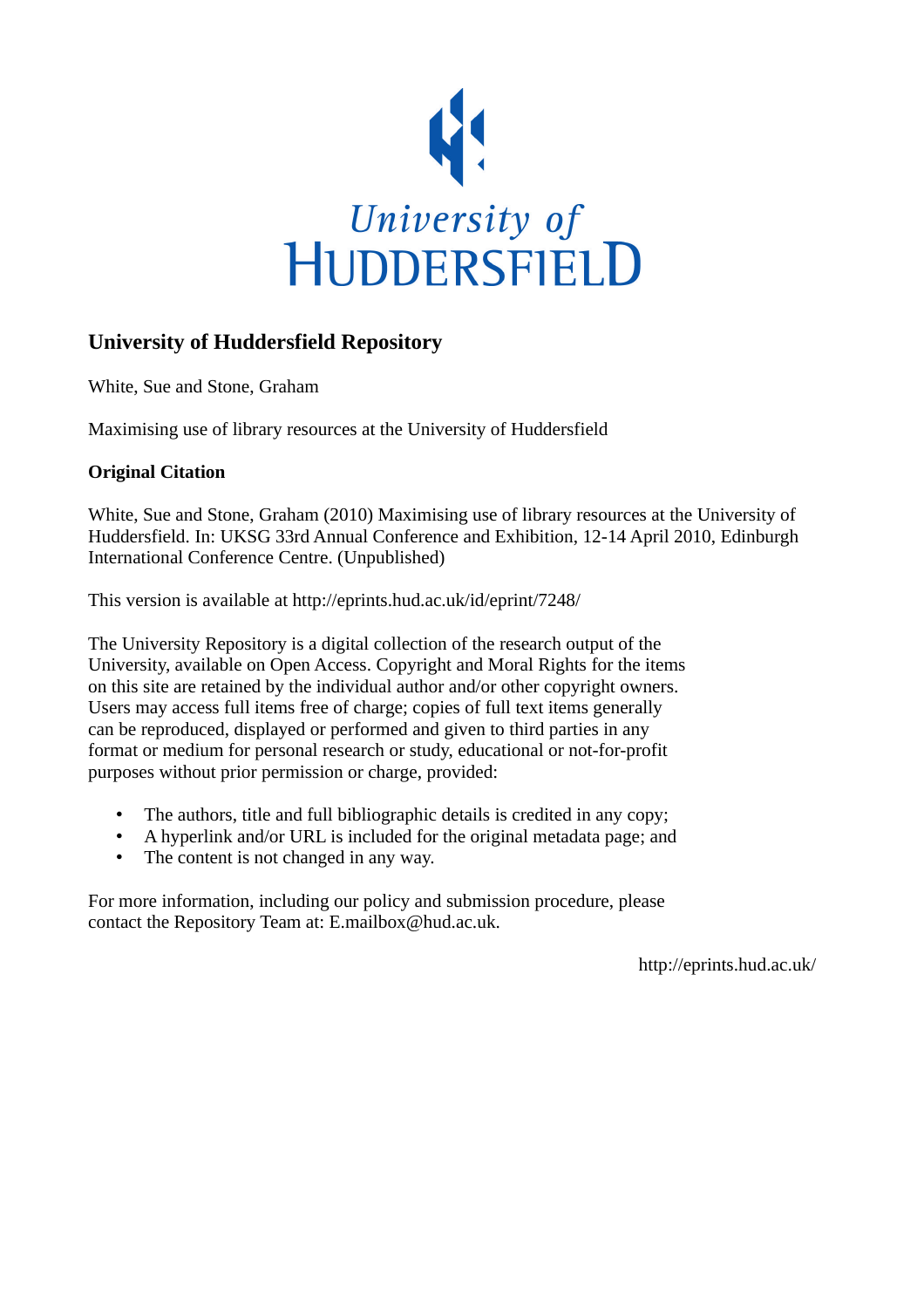University of
HUDDERSFIELD

## University of Huddersfield Repository

White, Sue and Stone, Graham

Maximising use of library resources at the University of Huddersfield

### Original Citation

White, Sue and Stone, Graham (2010) Maximising use of library resources at the University of Huddersfield. In: UKSG 33rd Annual Conference and Exhibition, 12-14 April 2010, Edinburgh International Conference Centre. (Unpublished)

This version is available at http://eprints.hud.ac.uk/id/eprint/7248/

The University Repository is a digital collection of the research output of the University, available on Open Access. Copyright and Moral Rights for the items on this site are retained by the individual author and/or other copyright owners. Users may access full items free of charge; copies of full text items generally can be reproduced, displayed or performed and given to third parties in any format or medium for personal research or study, educational or not-for-profit purposes without prior permission or charge, provided:

- The authors, title and full bibliographic details is credited in any copy;
- A hyperlink and/or URL is included for the original metadata page; and
- The content is not changed in any way.

For more information, including our policy and submission procedure, please contact the Repository Team at: E.mailbox@hud.ac.uk.

http://eprints.hud.ac.uk/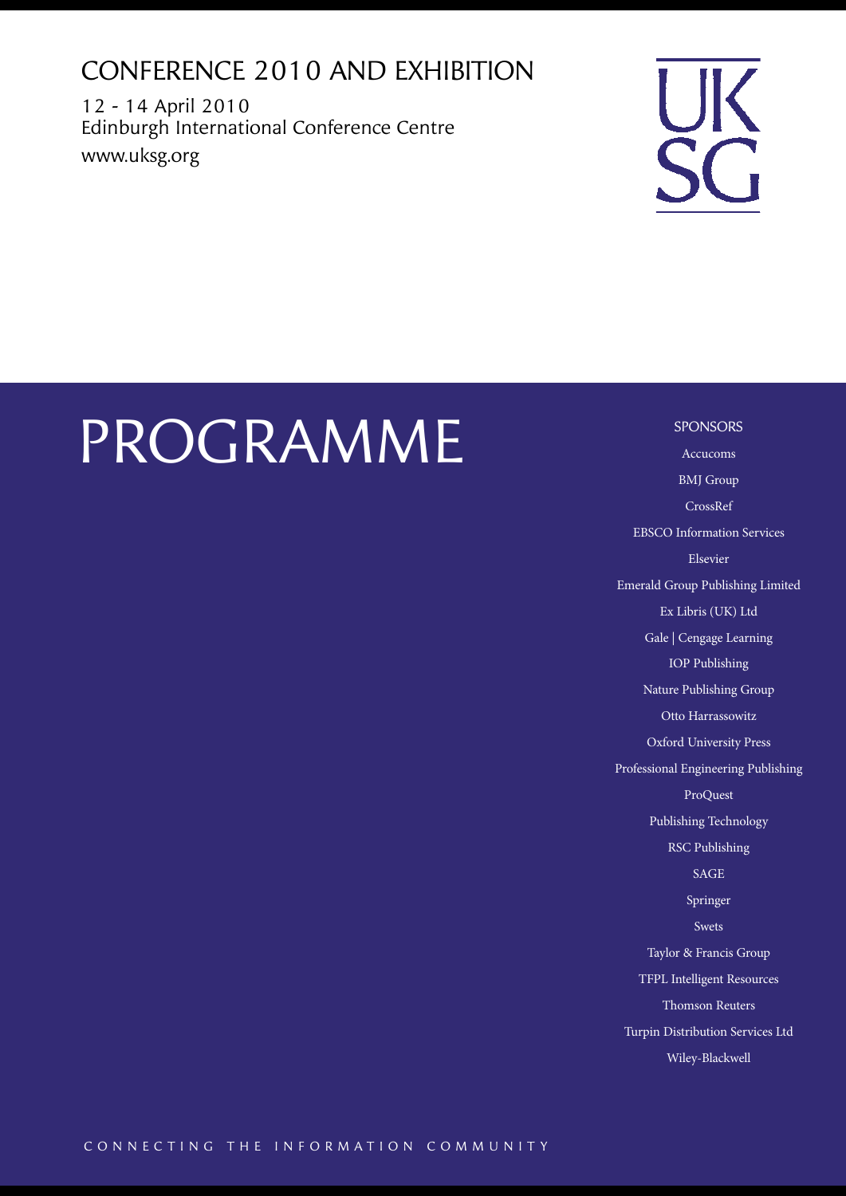# CONFERENCE 2010 AND EXHIBITION

12 - 14 April 2010
Edinburgh International Conference Centre
www.uksg.org

UK
SG

# PROGRAMME

## SPONSORS

Accucoms

BMJ Group

CrossRef

EBSCO Information Services

Elsevier

Emerald Group Publishing Limited

Ex Libris (UK) Ltd

Gale | Cengage Learning

IOP Publishing

Nature Publishing Group

Otto Harrassowitz

Oxford University Press

Professional Engineering Publishing

ProQuest

Publishing Technology

RSC Publishing

SAGE

Springer

Swets

Taylor & Francis Group

TFPL Intelligent Resources

Thomson Reuters

Turpin Distribution Services Ltd

Wiley-Blackwell

CONNECTING THE INFORMATION COMMUNITY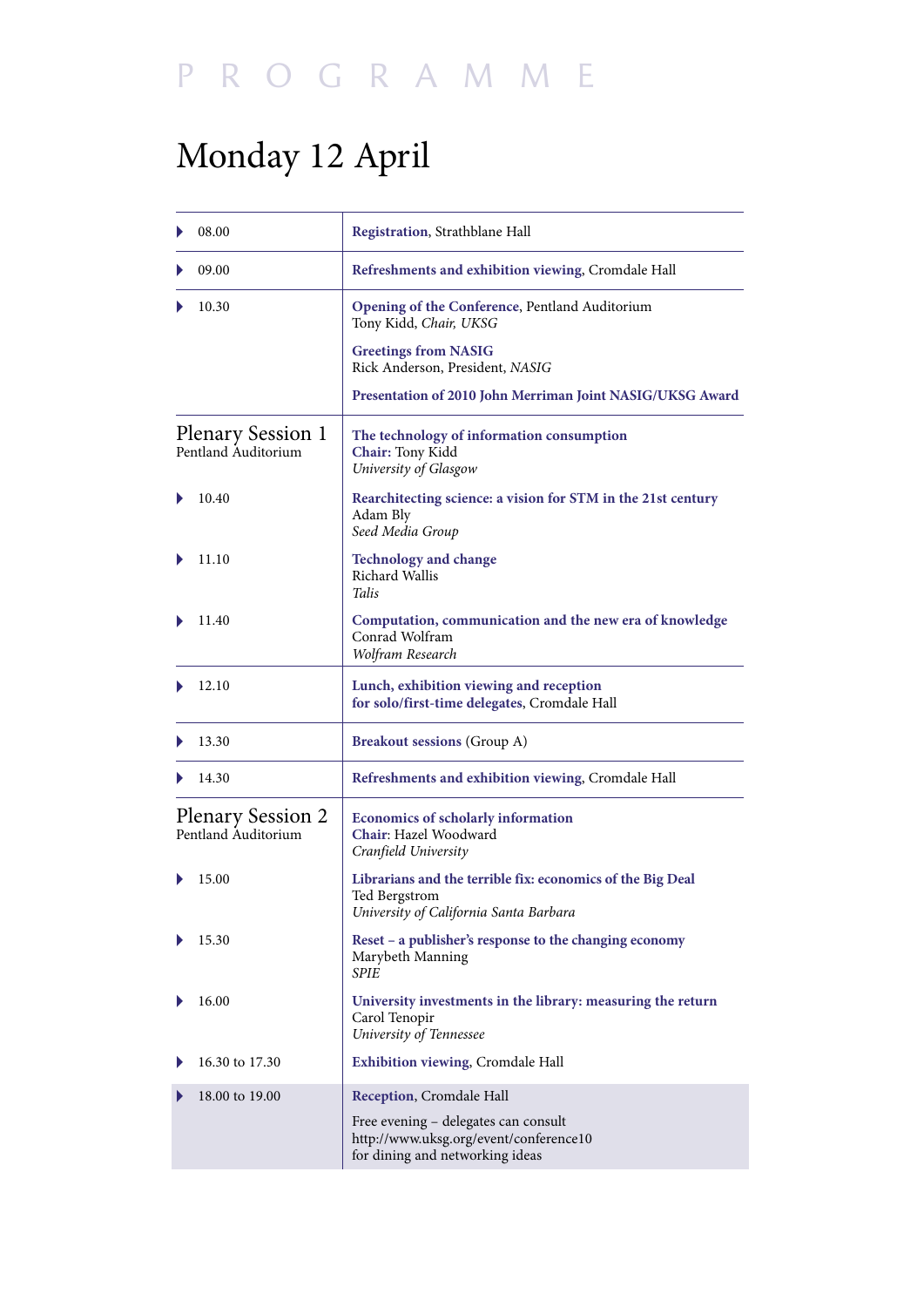# PROGRAMME

## Monday 12 April

| | |
|---|---|
| 08.00 | **Registration**, Strathblane Hall |
| 09.00 | **Refreshments and exhibition viewing**, Cromdale Hall |
| 10.30 | **Opening of the Conference**, Pentland Auditorium<br>Tony Kidd, *Chair, UKSG*<br><br>**Greetings from NASIG**<br>Rick Anderson, President, *NASIG*<br><br>**Presentation of 2010 John Merriman Joint NASIG/UKSG Award** |
| Plenary Session 1<br>Pentland Auditorium | **The technology of information consumption**<br>**Chair:** Tony Kidd<br>*University of Glasgow* |
| 10.40 | **Rearchitecting science: a vision for STM in the 21st century**<br>Adam Bly<br>*Seed Media Group* |
| 11.10 | **Technology and change**<br>Richard Wallis<br>*Talis* |
| 11.40 | **Computation, communication and the new era of knowledge**<br>Conrad Wolfram<br>*Wolfram Research* |
| 12.10 | **Lunch, exhibition viewing and reception for solo/first-time delegates**, Cromdale Hall |
| 13.30 | **Breakout sessions** (Group A) |
| 14.30 | **Refreshments and exhibition viewing**, Cromdale Hall |
| Plenary Session 2<br>Pentland Auditorium | **Economics of scholarly information**<br>**Chair**: Hazel Woodward<br>*Cranfield University* |
| 15.00 | **Librarians and the terrible fix: economics of the Big Deal**<br>Ted Bergstrom<br>*University of California Santa Barbara* |
| 15.30 | **Reset – a publisher's response to the changing economy**<br>Marybeth Manning<br>*SPIE* |
| 16.00 | **University investments in the library: measuring the return**<br>Carol Tenopir<br>*University of Tennessee* |
| 16.30 to 17.30 | **Exhibition viewing**, Cromdale Hall |
| 18.00 to 19.00 | **Reception**, Cromdale Hall<br><br>Free evening – delegates can consult http://www.uksg.org/event/conference10 for dining and networking ideas |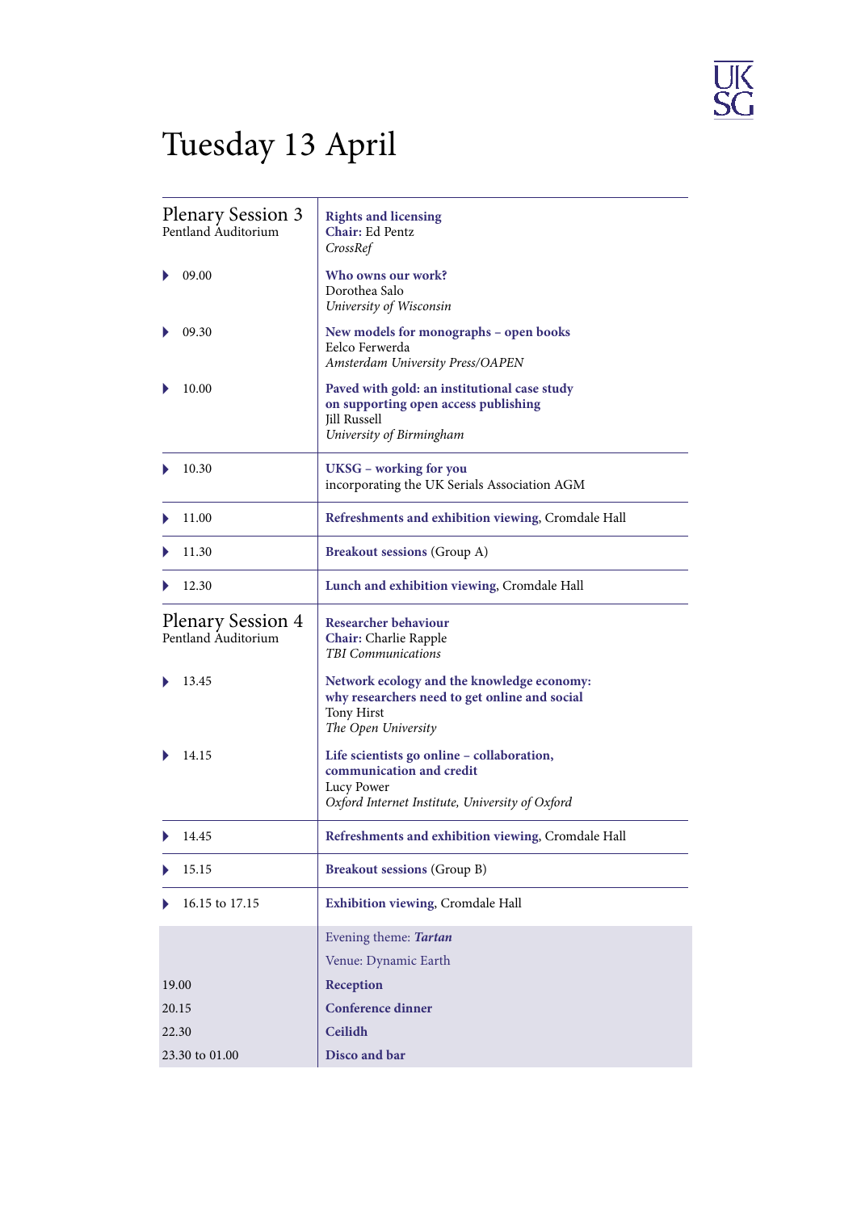# Tuesday 13 April

| | |
|---|---|
| **Plenary Session 3**<br>Pentland Auditorium | **Rights and licensing**<br>**Chair:** Ed Pentz<br>*CrossRef* |
| 09.00 | **Who owns our work?**<br>Dorothea Salo<br>*University of Wisconsin* |
| 09.30 | **New models for monographs – open books**<br>Eelco Ferwerda<br>*Amsterdam University Press/OAPEN* |
| 10.00 | **Paved with gold: an institutional case study on supporting open access publishing**<br>Jill Russell<br>*University of Birmingham* |
| 10.30 | **UKSG – working for you**<br>incorporating the UK Serials Association AGM |
| 11.00 | **Refreshments and exhibition viewing**, Cromdale Hall |
| 11.30 | **Breakout sessions** (Group A) |
| 12.30 | **Lunch and exhibition viewing**, Cromdale Hall |
| **Plenary Session 4**<br>Pentland Auditorium | **Researcher behaviour**<br>**Chair:** Charlie Rapple<br>*TBI Communications* |
| 13.45 | **Network ecology and the knowledge economy: why researchers need to get online and social**<br>Tony Hirst<br>*The Open University* |
| 14.15 | **Life scientists go online – collaboration, communication and credit**<br>Lucy Power<br>*Oxford Internet Institute, University of Oxford* |
| 14.45 | **Refreshments and exhibition viewing**, Cromdale Hall |
| 15.15 | **Breakout sessions** (Group B) |
| 16.15 to 17.15 | **Exhibition viewing**, Cromdale Hall |
| | Evening theme: ***Tartan*** |
| | Venue: Dynamic Earth |
| 19.00 | **Reception** |
| 20.15 | **Conference dinner** |
| 22.30 | **Ceilidh** |
| 23.30 to 01.00 | **Disco and bar** |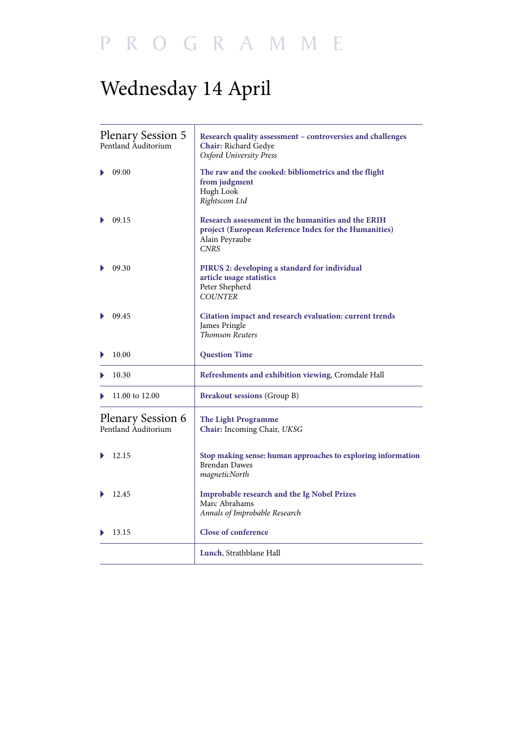P R O G R A M M E

# Wednesday 14 April

| | |
|---|---|
| Plenary Session 5<br>Pentland Auditorium | **Research quality assessment – controversies and challenges**<br>**Chair:** Richard Gedye<br>*Oxford University Press* |
| 09.00 | **The raw and the cooked: bibliometrics and the flight from judgment**<br>Hugh Look<br>*Rightscom Ltd* |
| 09.15 | **Research assessment in the humanities and the ERIH project (European Reference Index for the Humanities)**<br>Alain Peyraube<br>*CNRS* |
| 09.30 | **PIRUS 2: developing a standard for individual article usage statistics**<br>Peter Shepherd<br>*COUNTER* |
| 09.45 | **Citation impact and research evaluation: current trends**<br>James Pringle<br>*Thomson Reuters* |
| 10.00 | **Question Time** |
| 10.30 | **Refreshments and exhibition viewing**, Cromdale Hall |
| 11.00 to 12.00 | **Breakout sessions** (Group B) |
| Plenary Session 6<br>Pentland Auditorium | **The Light Programme**<br>**Chair:** Incoming Chair, *UKSG* |
| 12.15 | **Stop making sense: human approaches to exploring information**<br>Brendan Dawes<br>*magneticNorth* |
| 12.45 | **Improbable research and the Ig Nobel Prizes**<br>Marc Abrahams<br>*Annals of Improbable Research* |
| 13.15 | **Close of conference** |
| | **Lunch**, Strathblane Hall |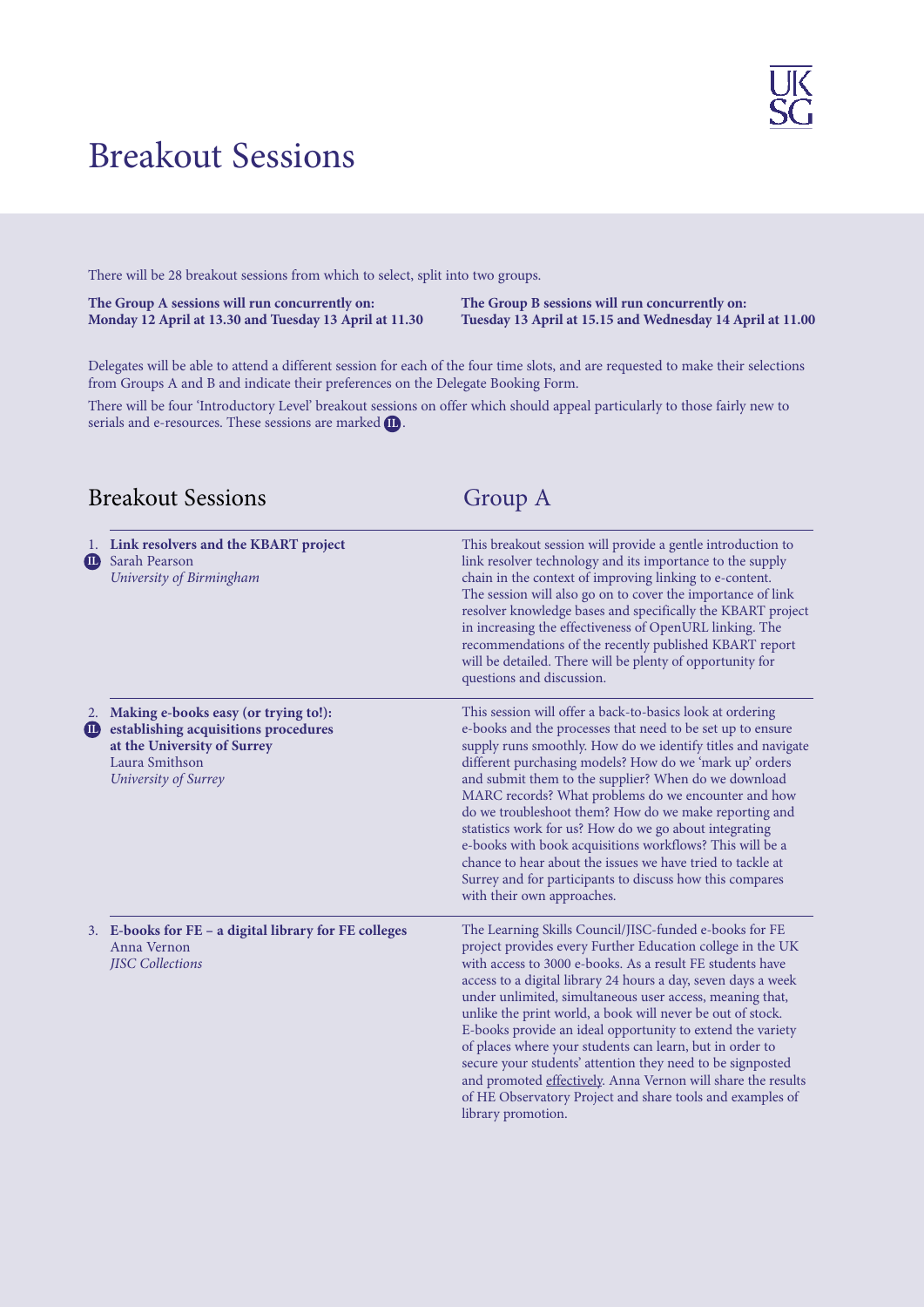# Breakout Sessions

There will be 28 breakout sessions from which to select, split into two groups.

**The Group A sessions will run concurrently on:**
**Monday 12 April at 13.30 and Tuesday 13 April at 11.30**

**The Group B sessions will run concurrently on:**
**Tuesday 13 April at 15.15 and Wednesday 14 April at 11.00**

Delegates will be able to attend a different session for each of the four time slots, and are requested to make their selections from Groups A and B and indicate their preferences on the Delegate Booking Form.

There will be four 'Introductory Level' breakout sessions on offer which should appeal particularly to those fairly new to serials and e-resources. These sessions are marked IL.

## Breakout Sessions — Group A

1. **Link resolvers and the KBART project** (IL)
Sarah Pearson
*University of Birmingham*

This breakout session will provide a gentle introduction to link resolver technology and its importance to the supply chain in the context of improving linking to e-content. The session will also go on to cover the importance of link resolver knowledge bases and specifically the KBART project in increasing the effectiveness of OpenURL linking. The recommendations of the recently published KBART report will be detailed. There will be plenty of opportunity for questions and discussion.

2. **Making e-books easy (or trying to!): establishing acquisitions procedures at the University of Surrey** (IL)
Laura Smithson
*University of Surrey*

This session will offer a back-to-basics look at ordering e-books and the processes that need to be set up to ensure supply runs smoothly. How do we identify titles and navigate different purchasing models? How do we 'mark up' orders and submit them to the supplier? When do we download MARC records? What problems do we encounter and how do we troubleshoot them? How do we make reporting and statistics work for us? How do we go about integrating e-books with book acquisitions workflows? This will be a chance to hear about the issues we have tried to tackle at Surrey and for participants to discuss how this compares with their own approaches.

3. **E-books for FE – a digital library for FE colleges**
Anna Vernon
*JISC Collections*

The Learning Skills Council/JISC-funded e-books for FE project provides every Further Education college in the UK with access to 3000 e-books. As a result FE students have access to a digital library 24 hours a day, seven days a week under unlimited, simultaneous user access, meaning that, unlike the print world, a book will never be out of stock. E-books provide an ideal opportunity to extend the variety of places where your students can learn, but in order to secure your students' attention they need to be signposted and promoted effectively. Anna Vernon will share the results of HE Observatory Project and share tools and examples of library promotion.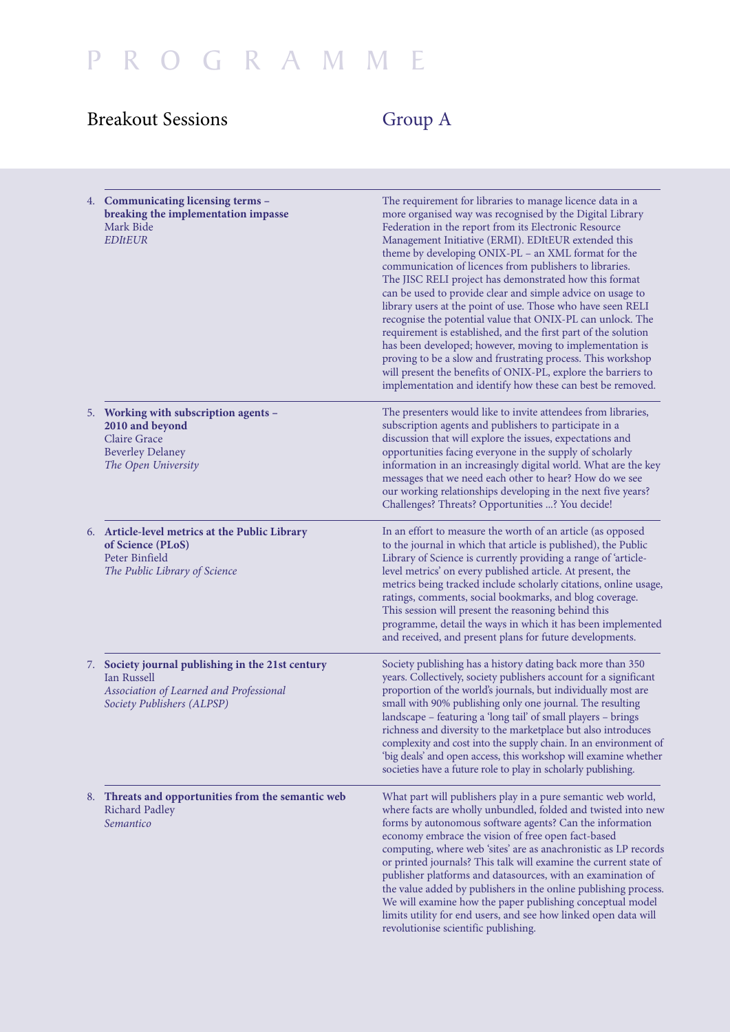# P R O G R A M M E

## Breakout Sessions

## Group A

4. **Communicating licensing terms – breaking the implementation impasse**
Mark Bide
*EDItEUR*

The requirement for libraries to manage licence data in a more organised way was recognised by the Digital Library Federation in the report from its Electronic Resource Management Initiative (ERMI). EDItEUR extended this theme by developing ONIX-PL – an XML format for the communication of licences from publishers to libraries. The JISC RELI project has demonstrated how this format can be used to provide clear and simple advice on usage to library users at the point of use. Those who have seen RELI recognise the potential value that ONIX-PL can unlock. The requirement is established, and the first part of the solution has been developed; however, moving to implementation is proving to be a slow and frustrating process. This workshop will present the benefits of ONIX-PL, explore the barriers to implementation and identify how these can best be removed.

5. **Working with subscription agents – 2010 and beyond**
Claire Grace
Beverley Delaney
*The Open University*

The presenters would like to invite attendees from libraries, subscription agents and publishers to participate in a discussion that will explore the issues, expectations and opportunities facing everyone in the supply of scholarly information in an increasingly digital world. What are the key messages that we need each other to hear? How do we see our working relationships developing in the next five years? Challenges? Threats? Opportunities ...? You decide!

6. **Article-level metrics at the Public Library of Science (PLoS)**
Peter Binfield
*The Public Library of Science*

In an effort to measure the worth of an article (as opposed to the journal in which that article is published), the Public Library of Science is currently providing a range of 'article-level metrics' on every published article. At present, the metrics being tracked include scholarly citations, online usage, ratings, comments, social bookmarks, and blog coverage. This session will present the reasoning behind this programme, detail the ways in which it has been implemented and received, and present plans for future developments.

7. **Society journal publishing in the 21st century**
Ian Russell
*Association of Learned and Professional Society Publishers (ALPSP)*

Society publishing has a history dating back more than 350 years. Collectively, society publishers account for a significant proportion of the world's journals, but individually most are small with 90% publishing only one journal. The resulting landscape – featuring a 'long tail' of small players – brings richness and diversity to the marketplace but also introduces complexity and cost into the supply chain. In an environment of 'big deals' and open access, this workshop will examine whether societies have a future role to play in scholarly publishing.

8. **Threats and opportunities from the semantic web**
Richard Padley
*Semantico*

What part will publishers play in a pure semantic web world, where facts are wholly unbundled, folded and twisted into new forms by autonomous software agents? Can the information economy embrace the vision of free open fact-based computing, where web 'sites' are as anachronistic as LP records or printed journals? This talk will examine the current state of publisher platforms and datasources, with an examination of the value added by publishers in the online publishing process. We will examine how the paper publishing conceptual model limits utility for end users, and see how linked open data will revolutionise scientific publishing.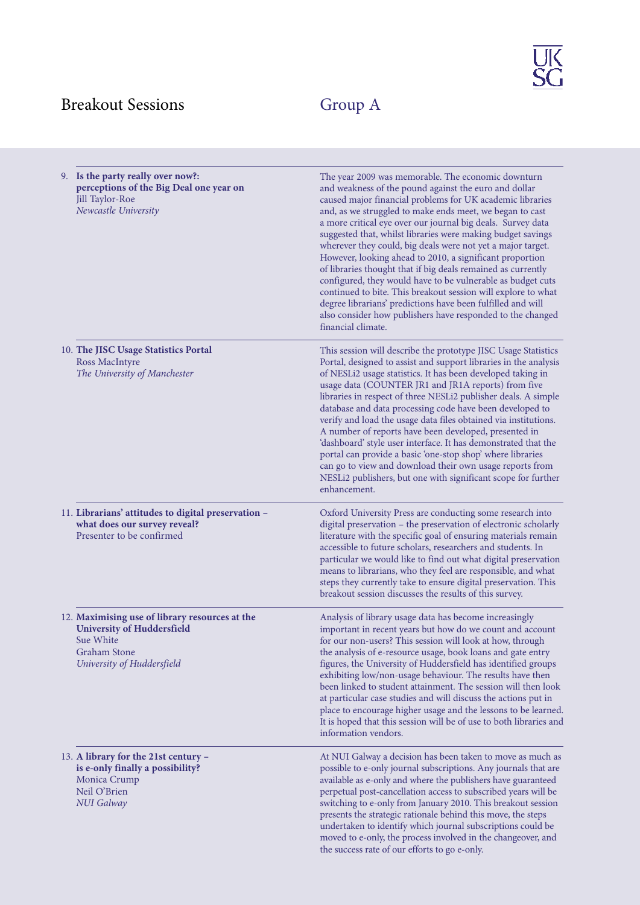# Breakout Sessions

## Group A

9. **Is the party really over now?: perceptions of the Big Deal one year on**
   Jill Taylor-Roe
   *Newcastle University*

The year 2009 was memorable. The economic downturn and weakness of the pound against the euro and dollar caused major financial problems for UK academic libraries and, as we struggled to make ends meet, we began to cast a more critical eye over our journal big deals. Survey data suggested that, whilst libraries were making budget savings wherever they could, big deals were not yet a major target. However, looking ahead to 2010, a significant proportion of libraries thought that if big deals remained as currently configured, they would have to be vulnerable as budget cuts continued to bite. This breakout session will explore to what degree librarians' predictions have been fulfilled and will also consider how publishers have responded to the changed financial climate.

10. **The JISC Usage Statistics Portal**
    Ross MacIntyre
    *The University of Manchester*

This session will describe the prototype JISC Usage Statistics Portal, designed to assist and support libraries in the analysis of NESLi2 usage statistics. It has been developed taking in usage data (COUNTER JR1 and JR1A reports) from five libraries in respect of three NESLi2 publisher deals. A simple database and data processing code have been developed to verify and load the usage data files obtained via institutions. A number of reports have been developed, presented in 'dashboard' style user interface. It has demonstrated that the portal can provide a basic 'one-stop shop' where libraries can go to view and download their own usage reports from NESLi2 publishers, but one with significant scope for further enhancement.

11. **Librarians' attitudes to digital preservation – what does our survey reveal?**
    Presenter to be confirmed

Oxford University Press are conducting some research into digital preservation – the preservation of electronic scholarly literature with the specific goal of ensuring materials remain accessible to future scholars, researchers and students. In particular we would like to find out what digital preservation means to librarians, who they feel are responsible, and what steps they currently take to ensure digital preservation. This breakout session discusses the results of this survey.

12. **Maximising use of library resources at the University of Huddersfield**
    Sue White
    Graham Stone
    *University of Huddersfield*

Analysis of library usage data has become increasingly important in recent years but how do we count and account for our non-users? This session will look at how, through the analysis of e-resource usage, book loans and gate entry figures, the University of Huddersfield has identified groups exhibiting low/non-usage behaviour. The results have then been linked to student attainment. The session will then look at particular case studies and will discuss the actions put in place to encourage higher usage and the lessons to be learned. It is hoped that this session will be of use to both libraries and information vendors.

13. **A library for the 21st century – is e-only finally a possibility?**
    Monica Crump
    Neil O'Brien
    *NUI Galway*

At NUI Galway a decision has been taken to move as much as possible to e-only journal subscriptions. Any journals that are available as e-only and where the publishers have guaranteed perpetual post-cancellation access to subscribed years will be switching to e-only from January 2010. This breakout session presents the strategic rationale behind this move, the steps undertaken to identify which journal subscriptions could be moved to e-only, the process involved in the changeover, and the success rate of our efforts to go e-only.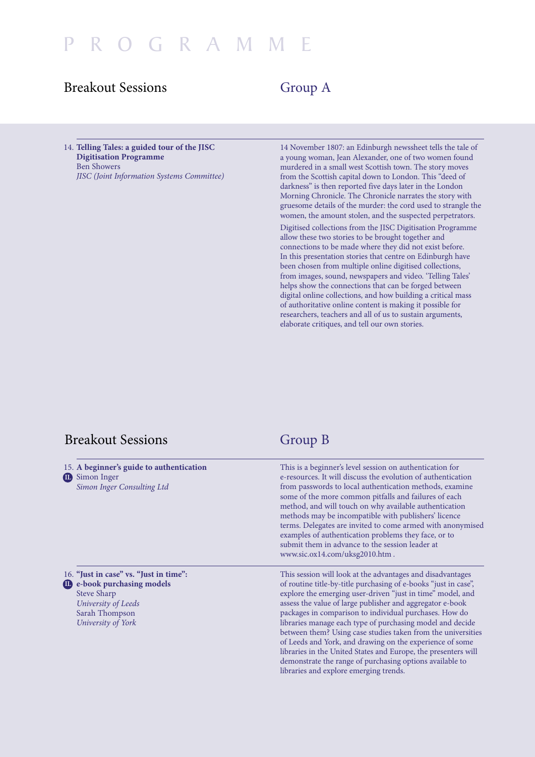# P R O G R A M M E

## Breakout Sessions — Group A

14. **Telling Tales: a guided tour of the JISC Digitisation Programme**
Ben Showers
*JISC (Joint Information Systems Committee)*

14 November 1807: an Edinburgh newssheet tells the tale of a young woman, Jean Alexander, one of two women found murdered in a small west Scottish town. The story moves from the Scottish capital down to London. This "deed of darkness" is then reported five days later in the London Morning Chronicle. The Chronicle narrates the story with gruesome details of the murder: the cord used to strangle the women, the amount stolen, and the suspected perpetrators.

Digitised collections from the JISC Digitisation Programme allow these two stories to be brought together and connections to be made where they did not exist before. In this presentation stories that centre on Edinburgh have been chosen from multiple online digitised collections, from images, sound, newspapers and video. 'Telling Tales' helps show the connections that can be forged between digital online collections, and how building a critical mass of authoritative online content is making it possible for researchers, teachers and all of us to sustain arguments, elaborate critiques, and tell our own stories.

## Breakout Sessions — Group B

15. **A beginner's guide to authentication**
IL Simon Inger
*Simon Inger Consulting Ltd*

This is a beginner's level session on authentication for e-resources. It will discuss the evolution of authentication from passwords to local authentication methods, examine some of the more common pitfalls and failures of each method, and will touch on why available authentication methods may be incompatible with publishers' licence terms. Delegates are invited to come armed with anonymised examples of authentication problems they face, or to submit them in advance to the session leader at www.sic.ox14.com/uksg2010.htm .

16. **"Just in case" vs. "Just in time": e-book purchasing models**
IL Steve Sharp
*University of Leeds*
Sarah Thompson
*University of York*

This session will look at the advantages and disadvantages of routine title-by-title purchasing of e-books "just in case", explore the emerging user-driven "just in time" model, and assess the value of large publisher and aggregator e-book packages in comparison to individual purchases. How do libraries manage each type of purchasing model and decide between them? Using case studies taken from the universities of Leeds and York, and drawing on the experience of some libraries in the United States and Europe, the presenters will demonstrate the range of purchasing options available to libraries and explore emerging trends.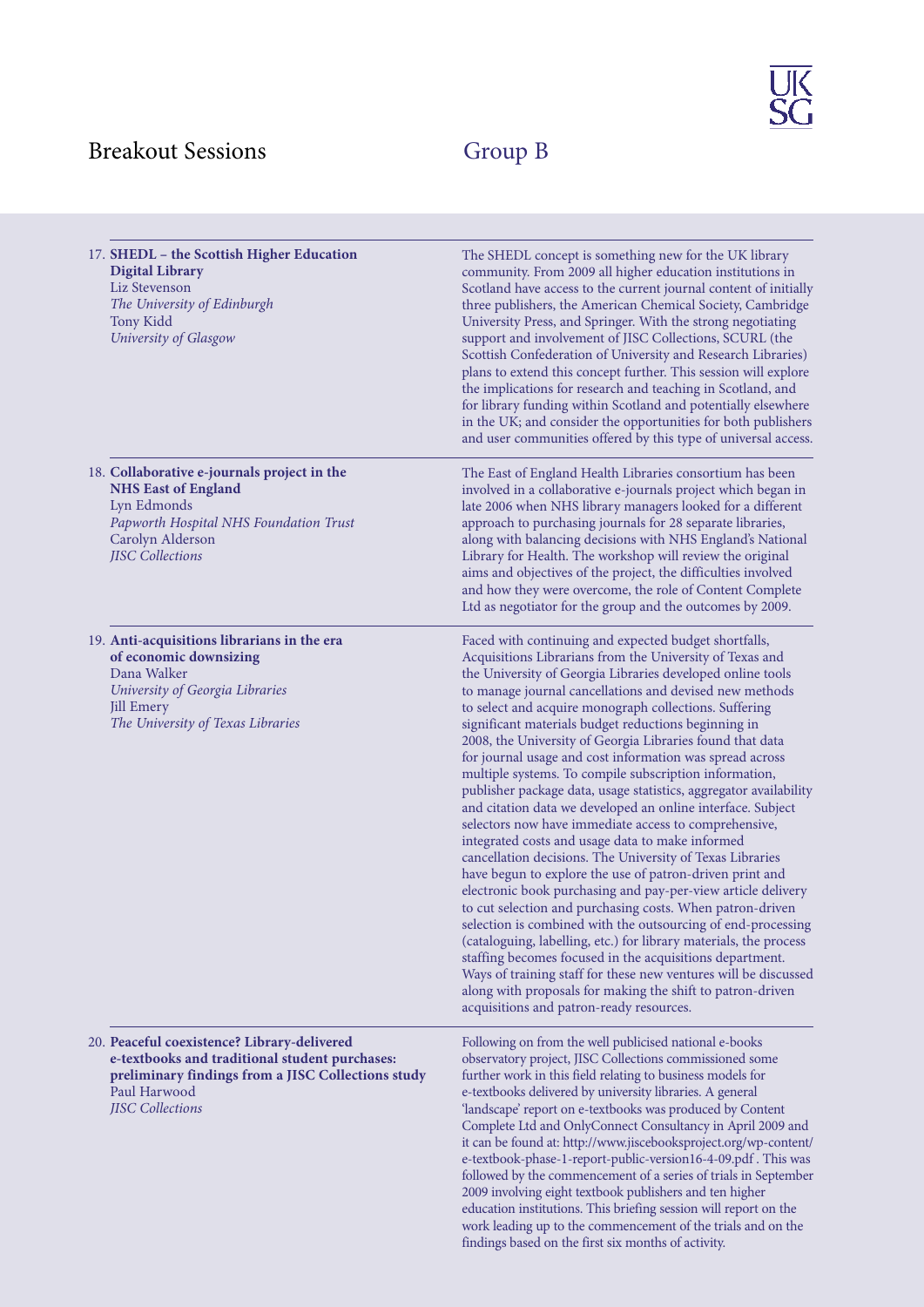# Breakout Sessions

## Group B

### 17. SHEDL – the Scottish Higher Education Digital Library

Liz Stevenson
*The University of Edinburgh*
Tony Kidd
*University of Glasgow*

The SHEDL concept is something new for the UK library community. From 2009 all higher education institutions in Scotland have access to the current journal content of initially three publishers, the American Chemical Society, Cambridge University Press, and Springer. With the strong negotiating support and involvement of JISC Collections, SCURL (the Scottish Confederation of University and Research Libraries) plans to extend this concept further. This session will explore the implications for research and teaching in Scotland, and for library funding within Scotland and potentially elsewhere in the UK; and consider the opportunities for both publishers and user communities offered by this type of universal access.

### 18. Collaborative e-journals project in the NHS East of England

Lyn Edmonds
*Papworth Hospital NHS Foundation Trust*
Carolyn Alderson
*JISC Collections*

The East of England Health Libraries consortium has been involved in a collaborative e-journals project which began in late 2006 when NHS library managers looked for a different approach to purchasing journals for 28 separate libraries, along with balancing decisions with NHS England's National Library for Health. The workshop will review the original aims and objectives of the project, the difficulties involved and how they were overcome, the role of Content Complete Ltd as negotiator for the group and the outcomes by 2009.

### 19. Anti-acquisitions librarians in the era of economic downsizing

Dana Walker
*University of Georgia Libraries*
Jill Emery
*The University of Texas Libraries*

Faced with continuing and expected budget shortfalls, Acquisitions Librarians from the University of Texas and the University of Georgia Libraries developed online tools to manage journal cancellations and devised new methods to select and acquire monograph collections. Suffering significant materials budget reductions beginning in 2008, the University of Georgia Libraries found that data for journal usage and cost information was spread across multiple systems. To compile subscription information, publisher package data, usage statistics, aggregator availability and citation data we developed an online interface. Subject selectors now have immediate access to comprehensive, integrated costs and usage data to make informed cancellation decisions. The University of Texas Libraries have begun to explore the use of patron-driven print and electronic book purchasing and pay-per-view article delivery to cut selection and purchasing costs. When patron-driven selection is combined with the outsourcing of end-processing (cataloguing, labelling, etc.) for library materials, the process staffing becomes focused in the acquisitions department. Ways of training staff for these new ventures will be discussed along with proposals for making the shift to patron-driven acquisitions and patron-ready resources.

### 20. Peaceful coexistence? Library-delivered e-textbooks and traditional student purchases: preliminary findings from a JISC Collections study

Paul Harwood
*JISC Collections*

Following on from the well publicised national e-books observatory project, JISC Collections commissioned some further work in this field relating to business models for e-textbooks delivered by university libraries. A general 'landscape' report on e-textbooks was produced by Content Complete Ltd and OnlyConnect Consultancy in April 2009 and it can be found at: http://www.jiscebooksproject.org/wp-content/e-textbook-phase-1-report-public-version16-4-09.pdf . This was followed by the commencement of a series of trials in September 2009 involving eight textbook publishers and ten higher education institutions. This briefing session will report on the work leading up to the commencement of the trials and on the findings based on the first six months of activity.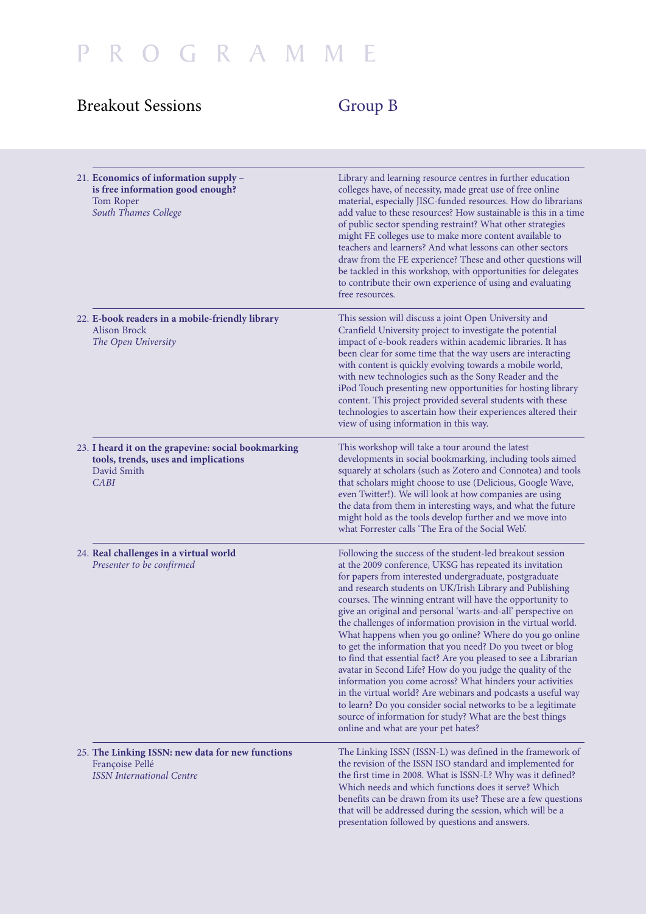# P R O G R A M M E

## Breakout Sessions — Group B

**21. Economics of information supply – is free information good enough?**
Tom Roper
*South Thames College*

Library and learning resource centres in further education colleges have, of necessity, made great use of free online material, especially JISC-funded resources. How do librarians add value to these resources? How sustainable is this in a time of public sector spending restraint? What other strategies might FE colleges use to make more content available to teachers and learners? And what lessons can other sectors draw from the FE experience? These and other questions will be tackled in this workshop, with opportunities for delegates to contribute their own experience of using and evaluating free resources.

**22. E-book readers in a mobile-friendly library**
Alison Brock
*The Open University*

This session will discuss a joint Open University and Cranfield University project to investigate the potential impact of e-book readers within academic libraries. It has been clear for some time that the way users are interacting with content is quickly evolving towards a mobile world, with new technologies such as the Sony Reader and the iPod Touch presenting new opportunities for hosting library content. This project provided several students with these technologies to ascertain how their experiences altered their view of using information in this way.

**23. I heard it on the grapevine: social bookmarking tools, trends, uses and implications**
David Smith
*CABI*

This workshop will take a tour around the latest developments in social bookmarking, including tools aimed squarely at scholars (such as Zotero and Connotea) and tools that scholars might choose to use (Delicious, Google Wave, even Twitter!). We will look at how companies are using the data from them in interesting ways, and what the future might hold as the tools develop further and we move into what Forrester calls 'The Era of the Social Web'.

**24. Real challenges in a virtual world**
*Presenter to be confirmed*

Following the success of the student-led breakout session at the 2009 conference, UKSG has repeated its invitation for papers from interested undergraduate, postgraduate and research students on UK/Irish Library and Publishing courses. The winning entrant will have the opportunity to give an original and personal 'warts-and-all' perspective on the challenges of information provision in the virtual world. What happens when you go online? Where do you go online to get the information that you need? Do you tweet or blog to find that essential fact? Are you pleased to see a Librarian avatar in Second Life? How do you judge the quality of the information you come across? What hinders your activities in the virtual world? Are webinars and podcasts a useful way to learn? Do you consider social networks to be a legitimate source of information for study? What are the best things online and what are your pet hates?

**25. The Linking ISSN: new data for new functions**
Françoise Pellé
*ISSN International Centre*

The Linking ISSN (ISSN-L) was defined in the framework of the revision of the ISSN ISO standard and implemented for the first time in 2008. What is ISSN-L? Why was it defined? Which needs and which functions does it serve? Which benefits can be drawn from its use? These are a few questions that will be addressed during the session, which will be a presentation followed by questions and answers.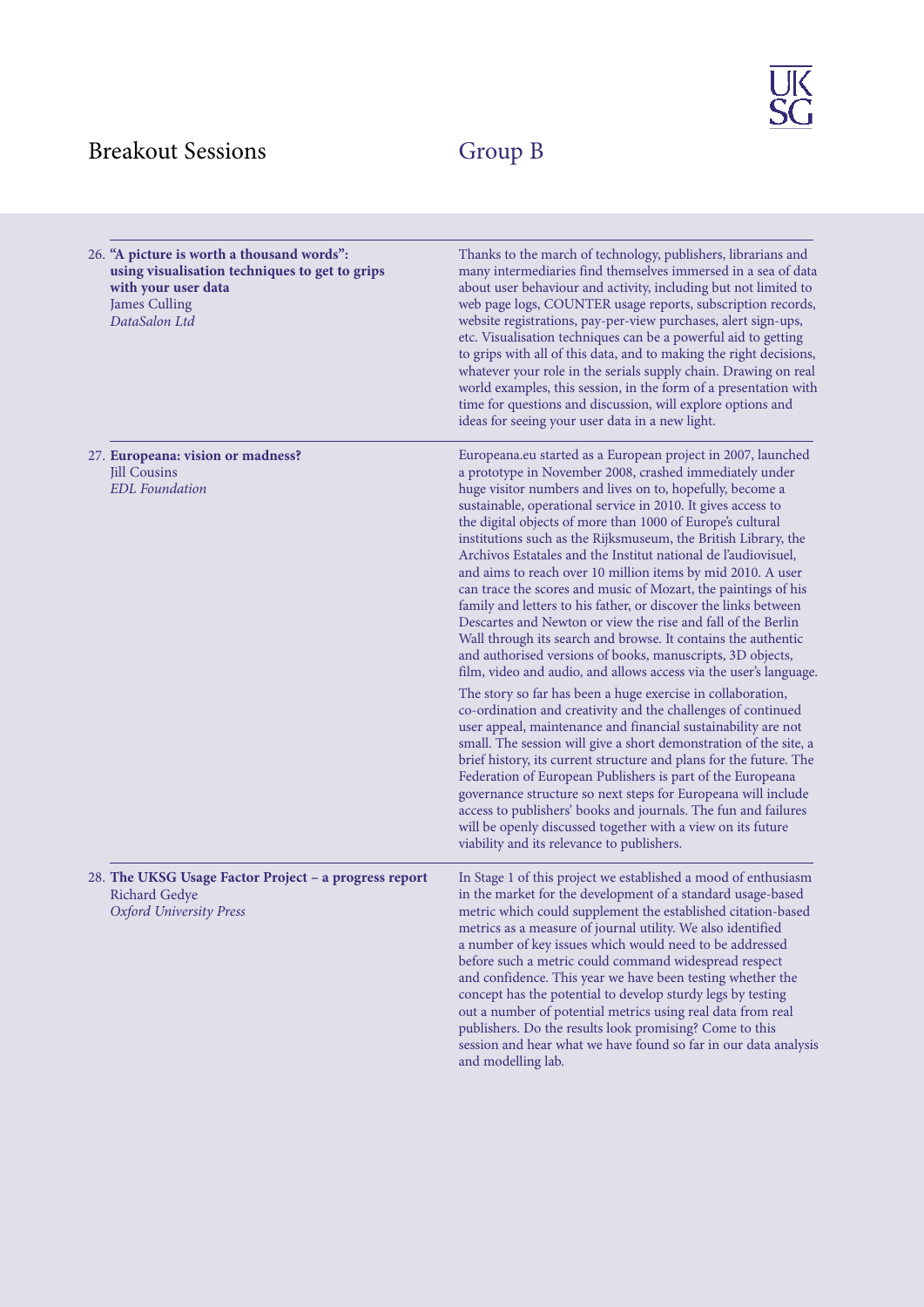# Breakout Sessions

## Group B

26. **"A picture is worth a thousand words": using visualisation techniques to get to grips with your user data**
James Culling
*DataSalon Ltd*

Thanks to the march of technology, publishers, librarians and many intermediaries find themselves immersed in a sea of data about user behaviour and activity, including but not limited to web page logs, COUNTER usage reports, subscription records, website registrations, pay-per-view purchases, alert sign-ups, etc. Visualisation techniques can be a powerful aid to getting to grips with all of this data, and to making the right decisions, whatever your role in the serials supply chain. Drawing on real world examples, this session, in the form of a presentation with time for questions and discussion, will explore options and ideas for seeing your user data in a new light.

27. **Europeana: vision or madness?**
Jill Cousins
*EDL Foundation*

Europeana.eu started as a European project in 2007, launched a prototype in November 2008, crashed immediately under huge visitor numbers and lives on to, hopefully, become a sustainable, operational service in 2010. It gives access to the digital objects of more than 1000 of Europe's cultural institutions such as the Rijksmuseum, the British Library, the Archivos Estatales and the Institut national de l'audiovisuel, and aims to reach over 10 million items by mid 2010. A user can trace the scores and music of Mozart, the paintings of his family and letters to his father, or discover the links between Descartes and Newton or view the rise and fall of the Berlin Wall through its search and browse. It contains the authentic and authorised versions of books, manuscripts, 3D objects, film, video and audio, and allows access via the user's language.

The story so far has been a huge exercise in collaboration, co-ordination and creativity and the challenges of continued user appeal, maintenance and financial sustainability are not small. The session will give a short demonstration of the site, a brief history, its current structure and plans for the future. The Federation of European Publishers is part of the Europeana governance structure so next steps for Europeana will include access to publishers' books and journals. The fun and failures will be openly discussed together with a view on its future viability and its relevance to publishers.

28. **The UKSG Usage Factor Project – a progress report**
Richard Gedye
*Oxford University Press*

In Stage 1 of this project we established a mood of enthusiasm in the market for the development of a standard usage-based metric which could supplement the established citation-based metrics as a measure of journal utility. We also identified a number of key issues which would need to be addressed before such a metric could command widespread respect and confidence. This year we have been testing whether the concept has the potential to develop sturdy legs by testing out a number of potential metrics using real data from real publishers. Do the results look promising? Come to this session and hear what we have found so far in our data analysis and modelling lab.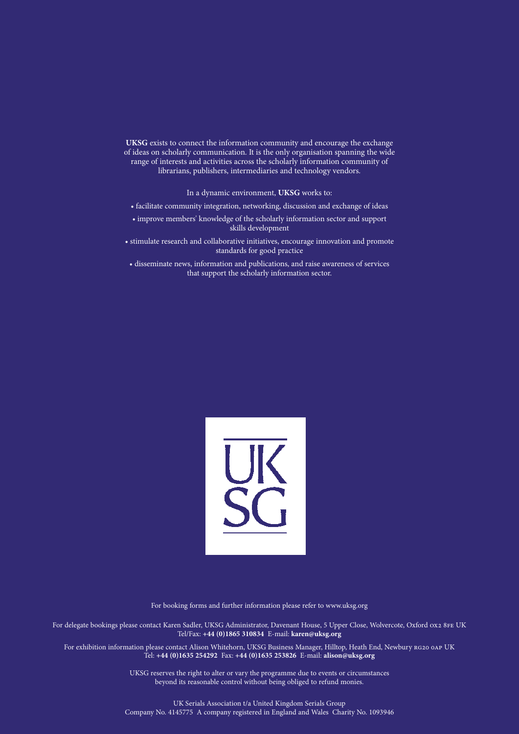**UKSG** exists to connect the information community and encourage the exchange of ideas on scholarly communication. It is the only organisation spanning the wide range of interests and activities across the scholarly information community of librarians, publishers, intermediaries and technology vendors.

In a dynamic environment, **UKSG** works to:

- facilitate community integration, networking, discussion and exchange of ideas
- improve members' knowledge of the scholarly information sector and support skills development
- stimulate research and collaborative initiatives, encourage innovation and promote standards for good practice
- disseminate news, information and publications, and raise awareness of services that support the scholarly information sector.

UK SG

For booking forms and further information please refer to www.uksg.org

For delegate bookings please contact Karen Sadler, UKSG Administrator, Davenant House, 5 Upper Close, Wolvercote, Oxford OX2 8FE UK
Tel/Fax: **+44 (0)1865 310834** E-mail: **karen@uksg.org**

For exhibition information please contact Alison Whitehorn, UKSG Business Manager, Hilltop, Heath End, Newbury RG20 0AP UK
Tel: **+44 (0)1635 254292** Fax: **+44 (0)1635 253826** E-mail: **alison@uksg.org**

UKSG reserves the right to alter or vary the programme due to events or circumstances beyond its reasonable control without being obliged to refund monies.

UK Serials Association t/a United Kingdom Serials Group
Company No. 4145775 A company registered in England and Wales Charity No. 1093946